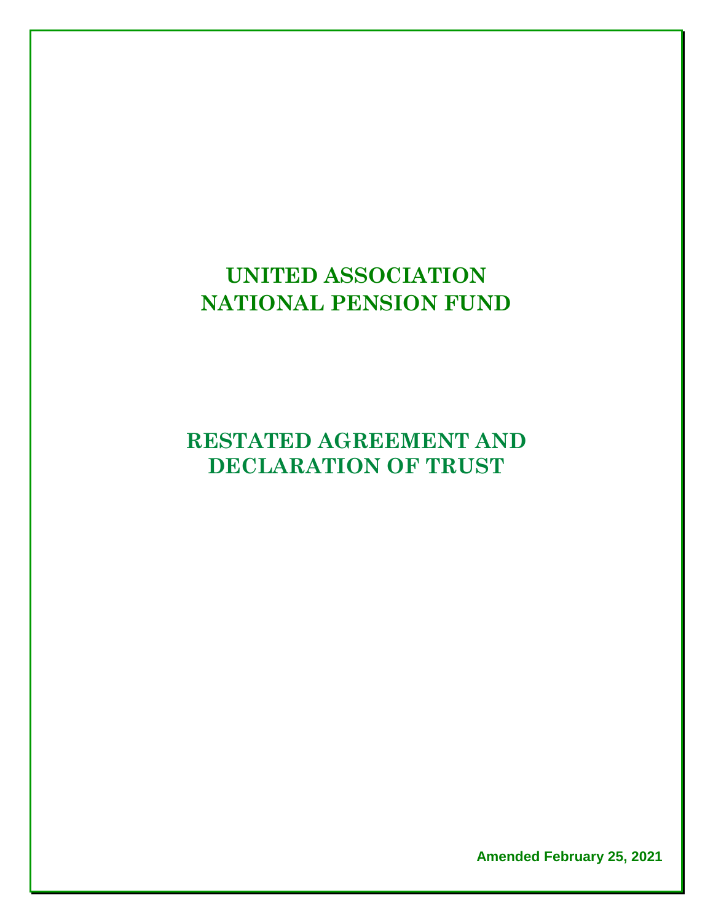# UNITED ASSOCIATION NATIONAL PENSION FUND

# RESTATED AGREEMENT AND DECLARATION OF TRUST

**Amended February 25, 2021**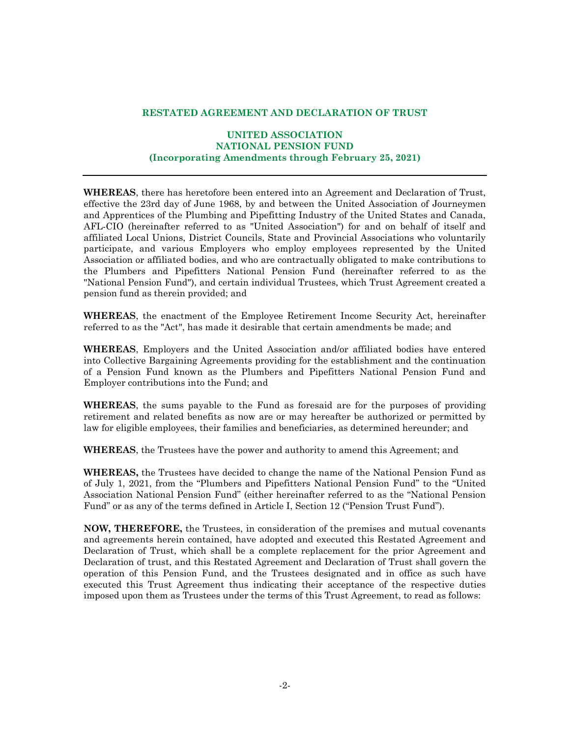# RESTATED AGREEMENT AND DECLARATION OF TRUST

## UNITED ASSOCIATION NATIONAL PENSION FUND (Incorporating Amendments through February 25, 2021)

---

**WHEREAS**, there has heretofore been entered into an Agreement and Declaration of Trust, effective the 23rd day of June 1968, by and between the United Association of Journeymen and Apprentices of the Plumbing and Pipefitting Industry of the United States and Canada, AFL-CIO (hereinafter referred to as "United Association") for and on behalf of itself and affiliated Local Unions, District Councils, State and Provincial Associations who voluntarily participate, and various Employers who employ employees represented by the United Association or affiliated bodies, and who are contractually obligated to make contributions to the Plumbers and Pipefitters National Pension Fund (hereinafter referred to as the "National Pension Fund"), and certain individual Trustees, which Trust Agreement created a pension fund as therein provided; and

**WHEREAS**, the enactment of the Employee Retirement Income Security Act, hereinafter referred to as the "Act", has made it desirable that certain amendments be made; and

**WHEREAS**, Employers and the United Association and/or affiliated bodies have entered into Collective Bargaining Agreements providing for the establishment and the continuation of a Pension Fund known as the Plumbers and Pipefitters National Pension Fund and Employer contributions into the Fund; and

**WHEREAS**, the sums payable to the Fund as foresaid are for the purposes of providing retirement and related benefits as now are or may hereafter be authorized or permitted by law for eligible employees, their families and beneficiaries, as determined hereunder; and

**WHEREAS**, the Trustees have the power and authority to amend this Agreement; and

**WHEREAS,** the Trustees have decided to change the name of the National Pension Fund as of July 1, 2021, from the "Plumbers and Pipefitters National Pension Fund" to the "United Association National Pension Fund" (either hereinafter referred to as the "National Pension Fund" or as any of the terms defined in Article I, Section 12 ("Pension Trust Fund").

**NOW, THEREFORE,** the Trustees, in consideration of the premises and mutual covenants and agreements herein contained, have adopted and executed this Restated Agreement and Declaration of Trust, which shall be a complete replacement for the prior Agreement and Declaration of trust, and this Restated Agreement and Declaration of Trust shall govern the operation of this Pension Fund, and the Trustees designated and in office as such have executed this Trust Agreement thus indicating their acceptance of the respective duties imposed upon them as Trustees under the terms of this Trust Agreement, to read as follows: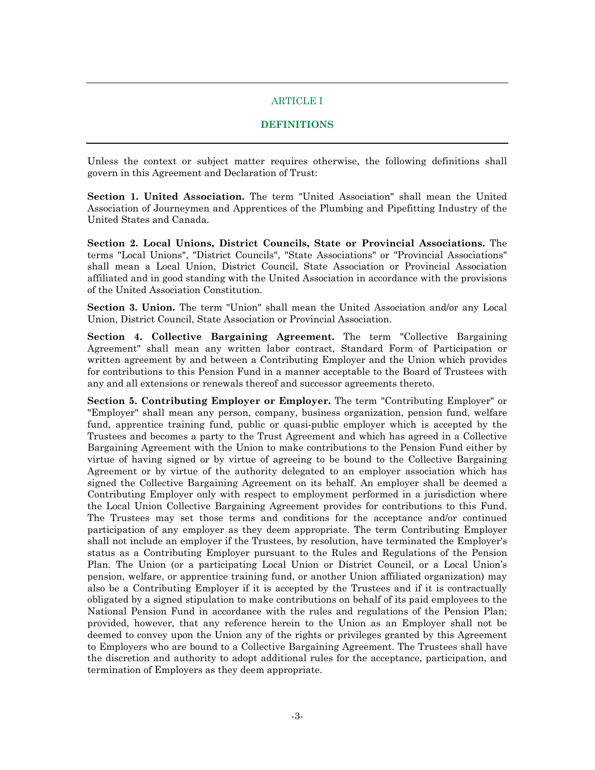# ARTICLE I

## DEFINITIONS

Unless the context or subject matter requires otherwise, the following definitions shall govern in this Agreement and Declaration of Trust:

**Section 1. United Association.** The term "United Association" shall mean the United Association of Journeymen and Apprentices of the Plumbing and Pipefitting Industry of the United States and Canada.

**Section 2. Local Unions, District Councils, State or Provincial Associations.** The terms "Local Unions", "District Councils", "State Associations" or "Provincial Associations" shall mean a Local Union, District Council, State Association or Provincial Association affiliated and in good standing with the United Association in accordance with the provisions of the United Association Constitution.

**Section 3. Union.** The term "Union" shall mean the United Association and/or any Local Union, District Council, State Association or Provincial Association.

**Section 4. Collective Bargaining Agreement.** The term "Collective Bargaining Agreement" shall mean any written labor contract, Standard Form of Participation or written agreement by and between a Contributing Employer and the Union which provides for contributions to this Pension Fund in a manner acceptable to the Board of Trustees with any and all extensions or renewals thereof and successor agreements thereto.

**Section 5. Contributing Employer or Employer.** The term "Contributing Employer" or "Employer" shall mean any person, company, business organization, pension fund, welfare fund, apprentice training fund, public or quasi-public employer which is accepted by the Trustees and becomes a party to the Trust Agreement and which has agreed in a Collective Bargaining Agreement with the Union to make contributions to the Pension Fund either by virtue of having signed or by virtue of agreeing to be bound to the Collective Bargaining Agreement or by virtue of the authority delegated to an employer association which has signed the Collective Bargaining Agreement on its behalf. An employer shall be deemed a Contributing Employer only with respect to employment performed in a jurisdiction where the Local Union Collective Bargaining Agreement provides for contributions to this Fund. The Trustees may set those terms and conditions for the acceptance and/or continued participation of any employer as they deem appropriate. The term Contributing Employer shall not include an employer if the Trustees, by resolution, have terminated the Employer's status as a Contributing Employer pursuant to the Rules and Regulations of the Pension Plan. The Union (or a participating Local Union or District Council, or a Local Union's pension, welfare, or apprentice training fund, or another Union affiliated organization) may also be a Contributing Employer if it is accepted by the Trustees and if it is contractually obligated by a signed stipulation to make contributions on behalf of its paid employees to the National Pension Fund in accordance with the rules and regulations of the Pension Plan; provided, however, that any reference herein to the Union as an Employer shall not be deemed to convey upon the Union any of the rights or privileges granted by this Agreement to Employers who are bound to a Collective Bargaining Agreement. The Trustees shall have the discretion and authority to adopt additional rules for the acceptance, participation, and termination of Employers as they deem appropriate.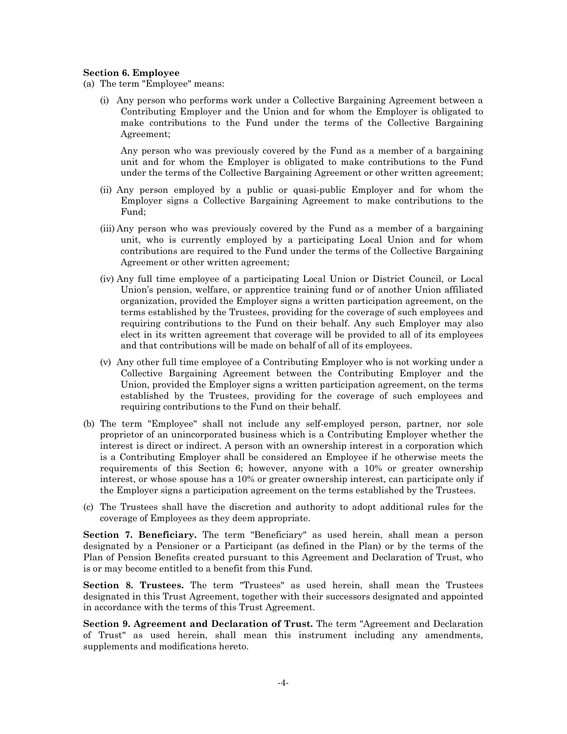**Section 6. Employee**

(a) The term "Employee" means:

   (i) Any person who performs work under a Collective Bargaining Agreement between a Contributing Employer and the Union and for whom the Employer is obligated to make contributions to the Fund under the terms of the Collective Bargaining Agreement;

   Any person who was previously covered by the Fund as a member of a bargaining unit and for whom the Employer is obligated to make contributions to the Fund under the terms of the Collective Bargaining Agreement or other written agreement;

   (ii) Any person employed by a public or quasi-public Employer and for whom the Employer signs a Collective Bargaining Agreement to make contributions to the Fund;

   (iii) Any person who was previously covered by the Fund as a member of a bargaining unit, who is currently employed by a participating Local Union and for whom contributions are required to the Fund under the terms of the Collective Bargaining Agreement or other written agreement;

   (iv) Any full time employee of a participating Local Union or District Council, or Local Union's pension, welfare, or apprentice training fund or of another Union affiliated organization, provided the Employer signs a written participation agreement, on the terms established by the Trustees, providing for the coverage of such employees and requiring contributions to the Fund on their behalf. Any such Employer may also elect in its written agreement that coverage will be provided to all of its employees and that contributions will be made on behalf of all of its employees.

   (v) Any other full time employee of a Contributing Employer who is not working under a Collective Bargaining Agreement between the Contributing Employer and the Union, provided the Employer signs a written participation agreement, on the terms established by the Trustees, providing for the coverage of such employees and requiring contributions to the Fund on their behalf.

(b) The term "Employee" shall not include any self-employed person, partner, nor sole proprietor of an unincorporated business which is a Contributing Employer whether the interest is direct or indirect. A person with an ownership interest in a corporation which is a Contributing Employer shall be considered an Employee if he otherwise meets the requirements of this Section 6; however, anyone with a 10% or greater ownership interest, or whose spouse has a 10% or greater ownership interest, can participate only if the Employer signs a participation agreement on the terms established by the Trustees.

(c) The Trustees shall have the discretion and authority to adopt additional rules for the coverage of Employees as they deem appropriate.

**Section 7. Beneficiary.** The term "Beneficiary" as used herein, shall mean a person designated by a Pensioner or a Participant (as defined in the Plan) or by the terms of the Plan of Pension Benefits created pursuant to this Agreement and Declaration of Trust, who is or may become entitled to a benefit from this Fund.

**Section 8. Trustees.** The term "Trustees" as used herein, shall mean the Trustees designated in this Trust Agreement, together with their successors designated and appointed in accordance with the terms of this Trust Agreement.

**Section 9. Agreement and Declaration of Trust.** The term "Agreement and Declaration of Trust" as used herein, shall mean this instrument including any amendments, supplements and modifications hereto.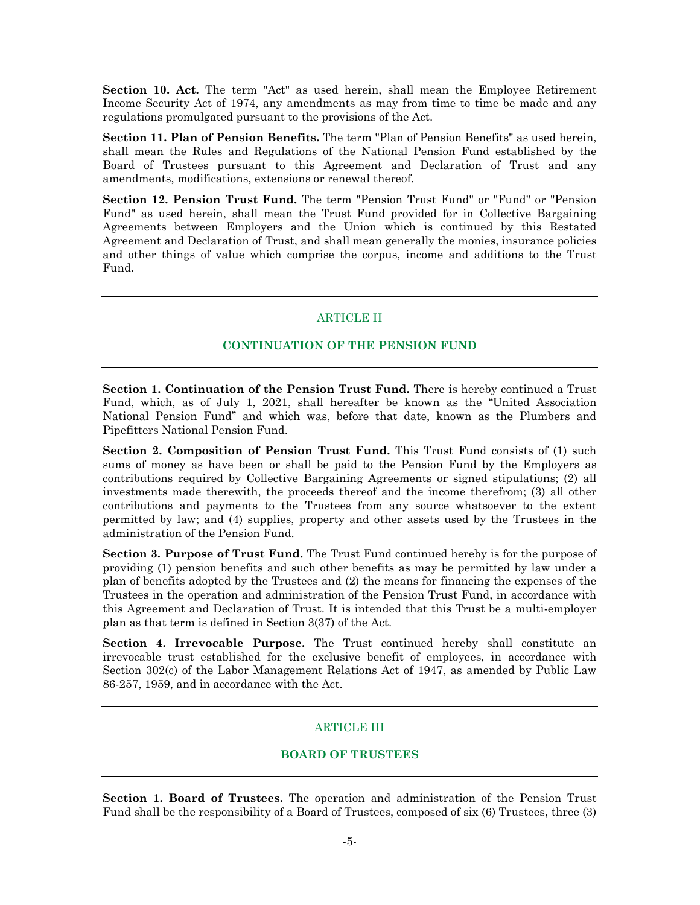**Section 10. Act.** The term "Act" as used herein, shall mean the Employee Retirement Income Security Act of 1974, any amendments as may from time to time be made and any regulations promulgated pursuant to the provisions of the Act.

**Section 11. Plan of Pension Benefits.** The term "Plan of Pension Benefits" as used herein, shall mean the Rules and Regulations of the National Pension Fund established by the Board of Trustees pursuant to this Agreement and Declaration of Trust and any amendments, modifications, extensions or renewal thereof.

**Section 12. Pension Trust Fund.** The term "Pension Trust Fund" or "Fund" or "Pension Fund" as used herein, shall mean the Trust Fund provided for in Collective Bargaining Agreements between Employers and the Union which is continued by this Restated Agreement and Declaration of Trust, and shall mean generally the monies, insurance policies and other things of value which comprise the corpus, income and additions to the Trust Fund.

---

## ARTICLE II

## CONTINUATION OF THE PENSION FUND

---

**Section 1. Continuation of the Pension Trust Fund.** There is hereby continued a Trust Fund, which, as of July 1, 2021, shall hereafter be known as the "United Association National Pension Fund" and which was, before that date, known as the Plumbers and Pipefitters National Pension Fund.

**Section 2. Composition of Pension Trust Fund.** This Trust Fund consists of (1) such sums of money as have been or shall be paid to the Pension Fund by the Employers as contributions required by Collective Bargaining Agreements or signed stipulations; (2) all investments made therewith, the proceeds thereof and the income therefrom; (3) all other contributions and payments to the Trustees from any source whatsoever to the extent permitted by law; and (4) supplies, property and other assets used by the Trustees in the administration of the Pension Fund.

**Section 3. Purpose of Trust Fund.** The Trust Fund continued hereby is for the purpose of providing (1) pension benefits and such other benefits as may be permitted by law under a plan of benefits adopted by the Trustees and (2) the means for financing the expenses of the Trustees in the operation and administration of the Pension Trust Fund, in accordance with this Agreement and Declaration of Trust. It is intended that this Trust be a multi-employer plan as that term is defined in Section 3(37) of the Act.

**Section 4. Irrevocable Purpose.** The Trust continued hereby shall constitute an irrevocable trust established for the exclusive benefit of employees, in accordance with Section 302(c) of the Labor Management Relations Act of 1947, as amended by Public Law 86-257, 1959, and in accordance with the Act.

---

## ARTICLE III

## BOARD OF TRUSTEES

---

**Section 1. Board of Trustees.** The operation and administration of the Pension Trust Fund shall be the responsibility of a Board of Trustees, composed of six (6) Trustees, three (3)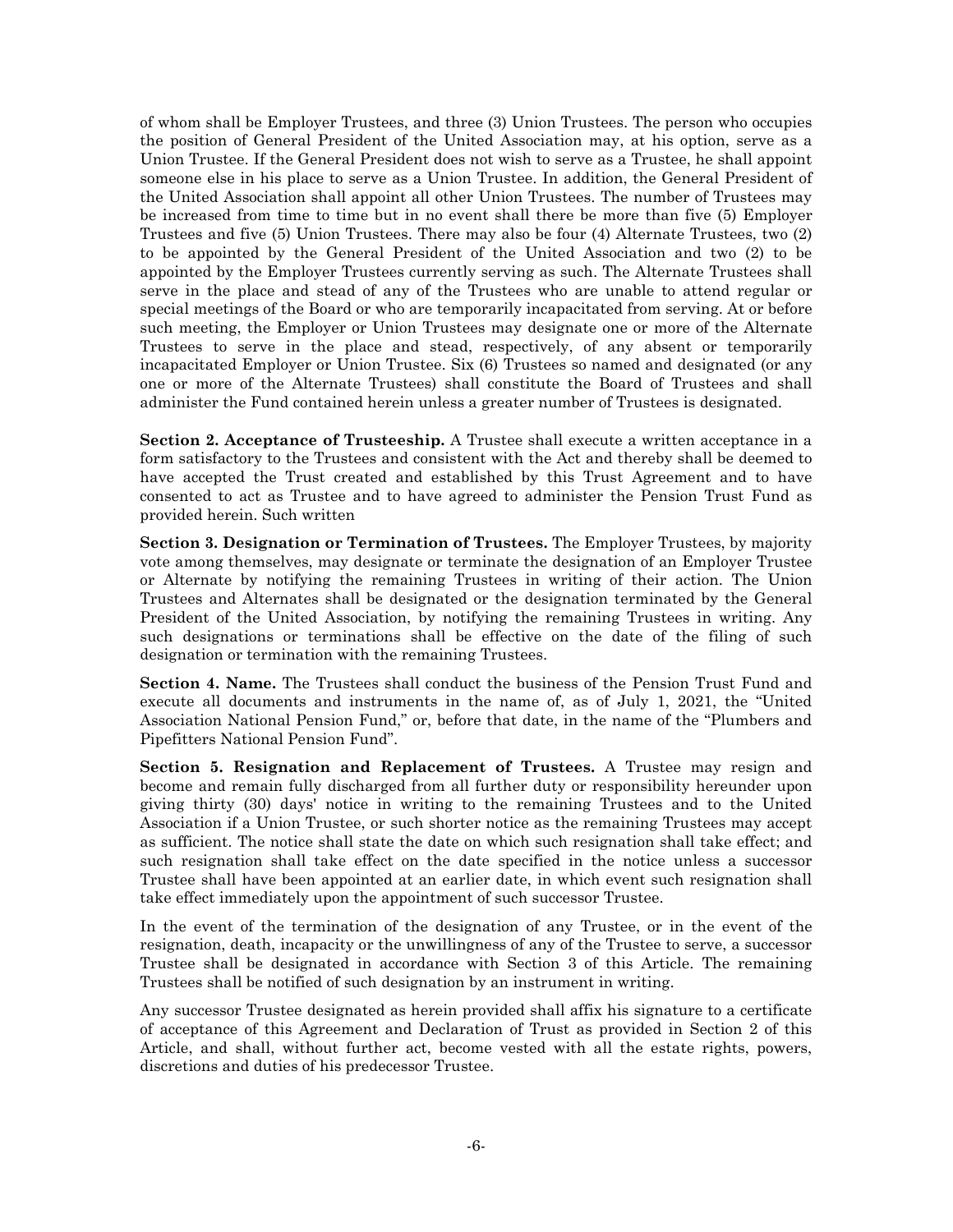of whom shall be Employer Trustees, and three (3) Union Trustees. The person who occupies the position of General President of the United Association may, at his option, serve as a Union Trustee. If the General President does not wish to serve as a Trustee, he shall appoint someone else in his place to serve as a Union Trustee. In addition, the General President of the United Association shall appoint all other Union Trustees. The number of Trustees may be increased from time to time but in no event shall there be more than five (5) Employer Trustees and five (5) Union Trustees. There may also be four (4) Alternate Trustees, two (2) to be appointed by the General President of the United Association and two (2) to be appointed by the Employer Trustees currently serving as such. The Alternate Trustees shall serve in the place and stead of any of the Trustees who are unable to attend regular or special meetings of the Board or who are temporarily incapacitated from serving. At or before such meeting, the Employer or Union Trustees may designate one or more of the Alternate Trustees to serve in the place and stead, respectively, of any absent or temporarily incapacitated Employer or Union Trustee. Six (6) Trustees so named and designated (or any one or more of the Alternate Trustees) shall constitute the Board of Trustees and shall administer the Fund contained herein unless a greater number of Trustees is designated.

**Section 2. Acceptance of Trusteeship.** A Trustee shall execute a written acceptance in a form satisfactory to the Trustees and consistent with the Act and thereby shall be deemed to have accepted the Trust created and established by this Trust Agreement and to have consented to act as Trustee and to have agreed to administer the Pension Trust Fund as provided herein. Such written

**Section 3. Designation or Termination of Trustees.** The Employer Trustees, by majority vote among themselves, may designate or terminate the designation of an Employer Trustee or Alternate by notifying the remaining Trustees in writing of their action. The Union Trustees and Alternates shall be designated or the designation terminated by the General President of the United Association, by notifying the remaining Trustees in writing. Any such designations or terminations shall be effective on the date of the filing of such designation or termination with the remaining Trustees.

**Section 4. Name.** The Trustees shall conduct the business of the Pension Trust Fund and execute all documents and instruments in the name of, as of July 1, 2021, the "United Association National Pension Fund," or, before that date, in the name of the "Plumbers and Pipefitters National Pension Fund".

**Section 5. Resignation and Replacement of Trustees.** A Trustee may resign and become and remain fully discharged from all further duty or responsibility hereunder upon giving thirty (30) days' notice in writing to the remaining Trustees and to the United Association if a Union Trustee, or such shorter notice as the remaining Trustees may accept as sufficient. The notice shall state the date on which such resignation shall take effect; and such resignation shall take effect on the date specified in the notice unless a successor Trustee shall have been appointed at an earlier date, in which event such resignation shall take effect immediately upon the appointment of such successor Trustee.

In the event of the termination of the designation of any Trustee, or in the event of the resignation, death, incapacity or the unwillingness of any of the Trustee to serve, a successor Trustee shall be designated in accordance with Section 3 of this Article. The remaining Trustees shall be notified of such designation by an instrument in writing.

Any successor Trustee designated as herein provided shall affix his signature to a certificate of acceptance of this Agreement and Declaration of Trust as provided in Section 2 of this Article, and shall, without further act, become vested with all the estate rights, powers, discretions and duties of his predecessor Trustee.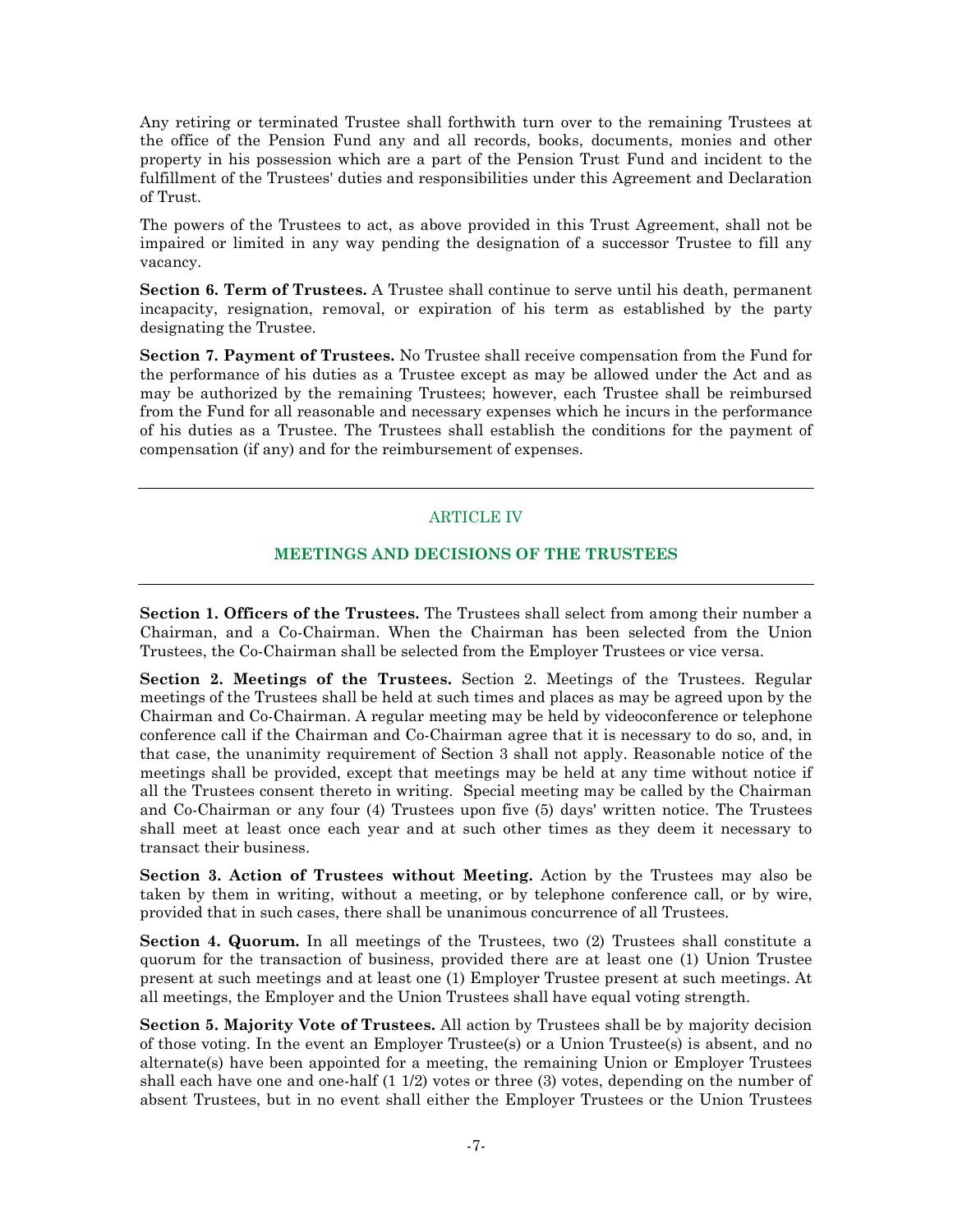Any retiring or terminated Trustee shall forthwith turn over to the remaining Trustees at the office of the Pension Fund any and all records, books, documents, monies and other property in his possession which are a part of the Pension Trust Fund and incident to the fulfillment of the Trustees' duties and responsibilities under this Agreement and Declaration of Trust.

The powers of the Trustees to act, as above provided in this Trust Agreement, shall not be impaired or limited in any way pending the designation of a successor Trustee to fill any vacancy.

**Section 6. Term of Trustees.** A Trustee shall continue to serve until his death, permanent incapacity, resignation, removal, or expiration of his term as established by the party designating the Trustee.

**Section 7. Payment of Trustees.** No Trustee shall receive compensation from the Fund for the performance of his duties as a Trustee except as may be allowed under the Act and as may be authorized by the remaining Trustees; however, each Trustee shall be reimbursed from the Fund for all reasonable and necessary expenses which he incurs in the performance of his duties as a Trustee. The Trustees shall establish the conditions for the payment of compensation (if any) and for the reimbursement of expenses.

---

## ARTICLE IV

## MEETINGS AND DECISIONS OF THE TRUSTEES

---

**Section 1. Officers of the Trustees.** The Trustees shall select from among their number a Chairman, and a Co-Chairman. When the Chairman has been selected from the Union Trustees, the Co-Chairman shall be selected from the Employer Trustees or vice versa.

**Section 2. Meetings of the Trustees.** Section 2. Meetings of the Trustees. Regular meetings of the Trustees shall be held at such times and places as may be agreed upon by the Chairman and Co-Chairman. A regular meeting may be held by videoconference or telephone conference call if the Chairman and Co-Chairman agree that it is necessary to do so, and, in that case, the unanimity requirement of Section 3 shall not apply. Reasonable notice of the meetings shall be provided, except that meetings may be held at any time without notice if all the Trustees consent thereto in writing. Special meeting may be called by the Chairman and Co-Chairman or any four (4) Trustees upon five (5) days' written notice. The Trustees shall meet at least once each year and at such other times as they deem it necessary to transact their business.

**Section 3. Action of Trustees without Meeting.** Action by the Trustees may also be taken by them in writing, without a meeting, or by telephone conference call, or by wire, provided that in such cases, there shall be unanimous concurrence of all Trustees.

**Section 4. Quorum.** In all meetings of the Trustees, two (2) Trustees shall constitute a quorum for the transaction of business, provided there are at least one (1) Union Trustee present at such meetings and at least one (1) Employer Trustee present at such meetings. At all meetings, the Employer and the Union Trustees shall have equal voting strength.

**Section 5. Majority Vote of Trustees.** All action by Trustees shall be by majority decision of those voting. In the event an Employer Trustee(s) or a Union Trustee(s) is absent, and no alternate(s) have been appointed for a meeting, the remaining Union or Employer Trustees shall each have one and one-half (1 1/2) votes or three (3) votes, depending on the number of absent Trustees, but in no event shall either the Employer Trustees or the Union Trustees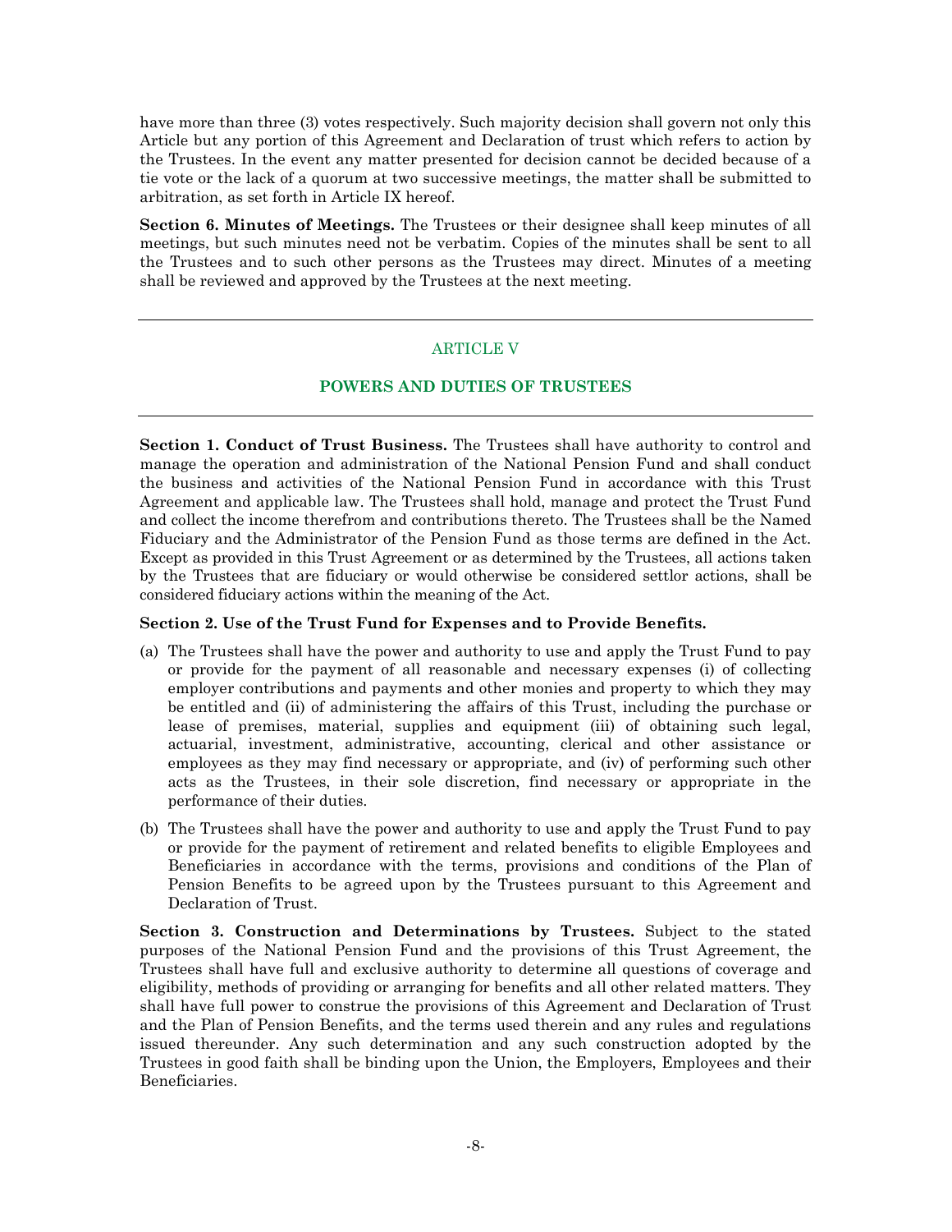have more than three (3) votes respectively. Such majority decision shall govern not only this Article but any portion of this Agreement and Declaration of trust which refers to action by the Trustees. In the event any matter presented for decision cannot be decided because of a tie vote or the lack of a quorum at two successive meetings, the matter shall be submitted to arbitration, as set forth in Article IX hereof.

**Section 6. Minutes of Meetings.** The Trustees or their designee shall keep minutes of all meetings, but such minutes need not be verbatim. Copies of the minutes shall be sent to all the Trustees and to such other persons as the Trustees may direct. Minutes of a meeting shall be reviewed and approved by the Trustees at the next meeting.

---

## ARTICLE V

## POWERS AND DUTIES OF TRUSTEES

---

**Section 1. Conduct of Trust Business.** The Trustees shall have authority to control and manage the operation and administration of the National Pension Fund and shall conduct the business and activities of the National Pension Fund in accordance with this Trust Agreement and applicable law. The Trustees shall hold, manage and protect the Trust Fund and collect the income therefrom and contributions thereto. The Trustees shall be the Named Fiduciary and the Administrator of the Pension Fund as those terms are defined in the Act. Except as provided in this Trust Agreement or as determined by the Trustees, all actions taken by the Trustees that are fiduciary or would otherwise be considered settlor actions, shall be considered fiduciary actions within the meaning of the Act.

**Section 2. Use of the Trust Fund for Expenses and to Provide Benefits.**

(a) The Trustees shall have the power and authority to use and apply the Trust Fund to pay or provide for the payment of all reasonable and necessary expenses (i) of collecting employer contributions and payments and other monies and property to which they may be entitled and (ii) of administering the affairs of this Trust, including the purchase or lease of premises, material, supplies and equipment (iii) of obtaining such legal, actuarial, investment, administrative, accounting, clerical and other assistance or employees as they may find necessary or appropriate, and (iv) of performing such other acts as the Trustees, in their sole discretion, find necessary or appropriate in the performance of their duties.

(b) The Trustees shall have the power and authority to use and apply the Trust Fund to pay or provide for the payment of retirement and related benefits to eligible Employees and Beneficiaries in accordance with the terms, provisions and conditions of the Plan of Pension Benefits to be agreed upon by the Trustees pursuant to this Agreement and Declaration of Trust.

**Section 3. Construction and Determinations by Trustees.** Subject to the stated purposes of the National Pension Fund and the provisions of this Trust Agreement, the Trustees shall have full and exclusive authority to determine all questions of coverage and eligibility, methods of providing or arranging for benefits and all other related matters. They shall have full power to construe the provisions of this Agreement and Declaration of Trust and the Plan of Pension Benefits, and the terms used therein and any rules and regulations issued thereunder. Any such determination and any such construction adopted by the Trustees in good faith shall be binding upon the Union, the Employers, Employees and their Beneficiaries.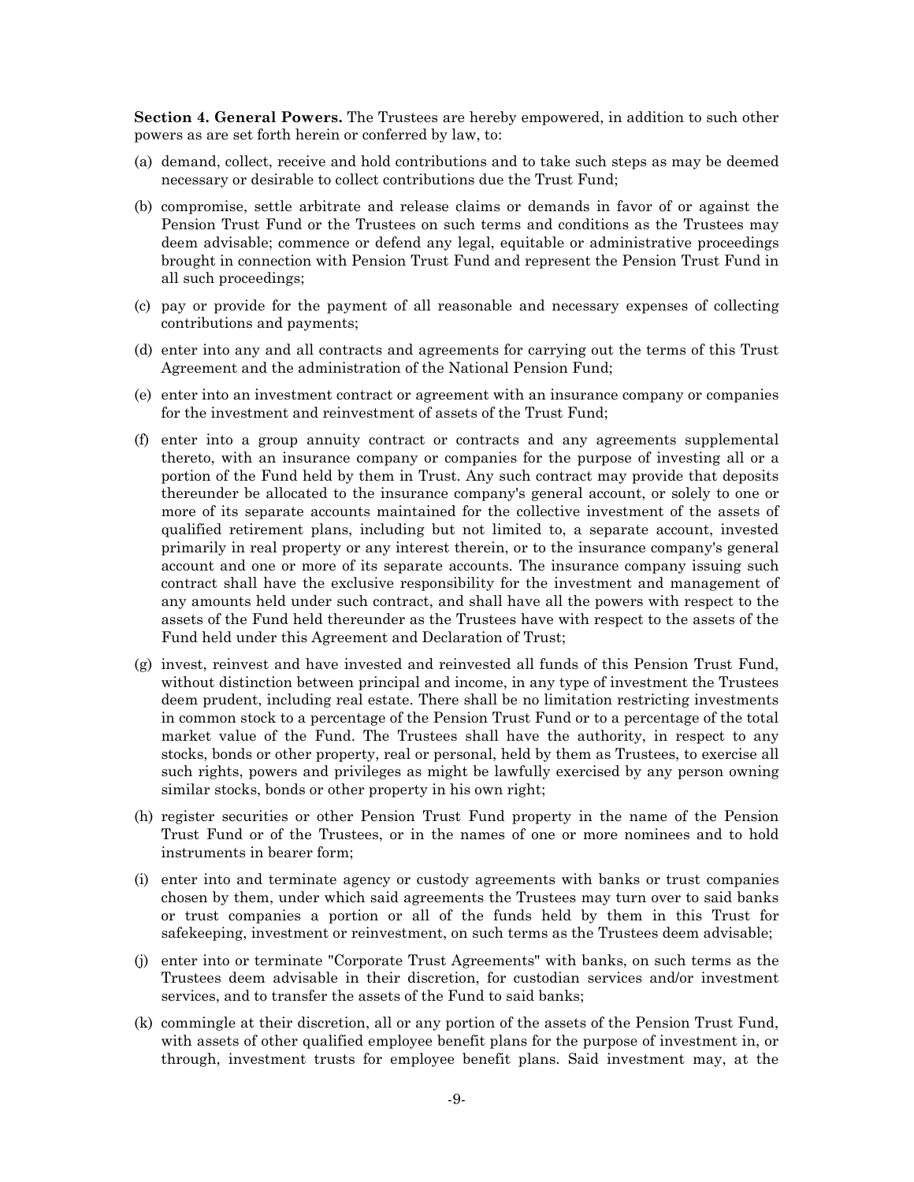**Section 4. General Powers.** The Trustees are hereby empowered, in addition to such other powers as are set forth herein or conferred by law, to:

(a) demand, collect, receive and hold contributions and to take such steps as may be deemed necessary or desirable to collect contributions due the Trust Fund;

(b) compromise, settle arbitrate and release claims or demands in favor of or against the Pension Trust Fund or the Trustees on such terms and conditions as the Trustees may deem advisable; commence or defend any legal, equitable or administrative proceedings brought in connection with Pension Trust Fund and represent the Pension Trust Fund in all such proceedings;

(c) pay or provide for the payment of all reasonable and necessary expenses of collecting contributions and payments;

(d) enter into any and all contracts and agreements for carrying out the terms of this Trust Agreement and the administration of the National Pension Fund;

(e) enter into an investment contract or agreement with an insurance company or companies for the investment and reinvestment of assets of the Trust Fund;

(f) enter into a group annuity contract or contracts and any agreements supplemental thereto, with an insurance company or companies for the purpose of investing all or a portion of the Fund held by them in Trust. Any such contract may provide that deposits thereunder be allocated to the insurance company's general account, or solely to one or more of its separate accounts maintained for the collective investment of the assets of qualified retirement plans, including but not limited to, a separate account, invested primarily in real property or any interest therein, or to the insurance company's general account and one or more of its separate accounts. The insurance company issuing such contract shall have the exclusive responsibility for the investment and management of any amounts held under such contract, and shall have all the powers with respect to the assets of the Fund held thereunder as the Trustees have with respect to the assets of the Fund held under this Agreement and Declaration of Trust;

(g) invest, reinvest and have invested and reinvested all funds of this Pension Trust Fund, without distinction between principal and income, in any type of investment the Trustees deem prudent, including real estate. There shall be no limitation restricting investments in common stock to a percentage of the Pension Trust Fund or to a percentage of the total market value of the Fund. The Trustees shall have the authority, in respect to any stocks, bonds or other property, real or personal, held by them as Trustees, to exercise all such rights, powers and privileges as might be lawfully exercised by any person owning similar stocks, bonds or other property in his own right;

(h) register securities or other Pension Trust Fund property in the name of the Pension Trust Fund or of the Trustees, or in the names of one or more nominees and to hold instruments in bearer form;

(i) enter into and terminate agency or custody agreements with banks or trust companies chosen by them, under which said agreements the Trustees may turn over to said banks or trust companies a portion or all of the funds held by them in this Trust for safekeeping, investment or reinvestment, on such terms as the Trustees deem advisable;

(j) enter into or terminate "Corporate Trust Agreements" with banks, on such terms as the Trustees deem advisable in their discretion, for custodian services and/or investment services, and to transfer the assets of the Fund to said banks;

(k) commingle at their discretion, all or any portion of the assets of the Pension Trust Fund, with assets of other qualified employee benefit plans for the purpose of investment in, or through, investment trusts for employee benefit plans. Said investment may, at the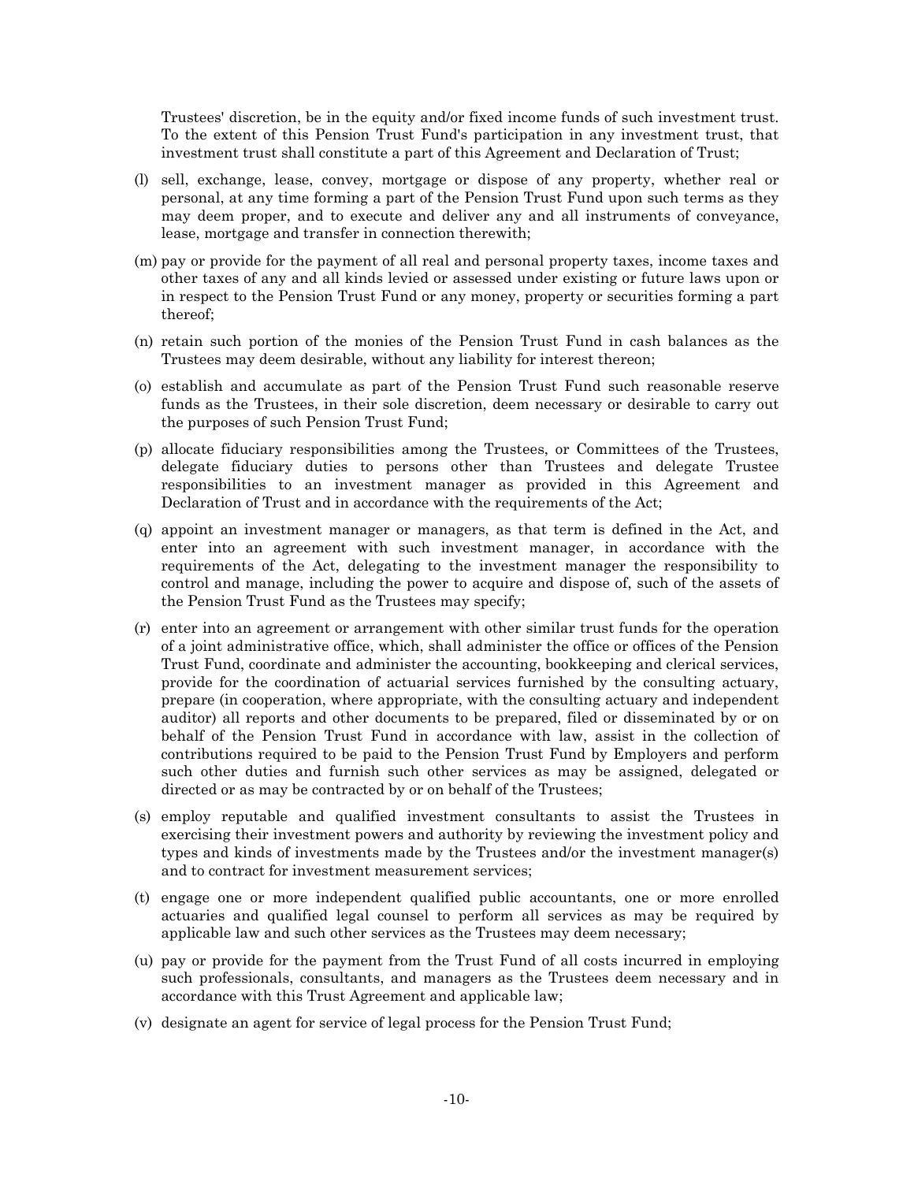Trustees' discretion, be in the equity and/or fixed income funds of such investment trust. To the extent of this Pension Trust Fund's participation in any investment trust, that investment trust shall constitute a part of this Agreement and Declaration of Trust;

(l) sell, exchange, lease, convey, mortgage or dispose of any property, whether real or personal, at any time forming a part of the Pension Trust Fund upon such terms as they may deem proper, and to execute and deliver any and all instruments of conveyance, lease, mortgage and transfer in connection therewith;

(m) pay or provide for the payment of all real and personal property taxes, income taxes and other taxes of any and all kinds levied or assessed under existing or future laws upon or in respect to the Pension Trust Fund or any money, property or securities forming a part thereof;

(n) retain such portion of the monies of the Pension Trust Fund in cash balances as the Trustees may deem desirable, without any liability for interest thereon;

(o) establish and accumulate as part of the Pension Trust Fund such reasonable reserve funds as the Trustees, in their sole discretion, deem necessary or desirable to carry out the purposes of such Pension Trust Fund;

(p) allocate fiduciary responsibilities among the Trustees, or Committees of the Trustees, delegate fiduciary duties to persons other than Trustees and delegate Trustee responsibilities to an investment manager as provided in this Agreement and Declaration of Trust and in accordance with the requirements of the Act;

(q) appoint an investment manager or managers, as that term is defined in the Act, and enter into an agreement with such investment manager, in accordance with the requirements of the Act, delegating to the investment manager the responsibility to control and manage, including the power to acquire and dispose of, such of the assets of the Pension Trust Fund as the Trustees may specify;

(r) enter into an agreement or arrangement with other similar trust funds for the operation of a joint administrative office, which, shall administer the office or offices of the Pension Trust Fund, coordinate and administer the accounting, bookkeeping and clerical services, provide for the coordination of actuarial services furnished by the consulting actuary, prepare (in cooperation, where appropriate, with the consulting actuary and independent auditor) all reports and other documents to be prepared, filed or disseminated by or on behalf of the Pension Trust Fund in accordance with law, assist in the collection of contributions required to be paid to the Pension Trust Fund by Employers and perform such other duties and furnish such other services as may be assigned, delegated or directed or as may be contracted by or on behalf of the Trustees;

(s) employ reputable and qualified investment consultants to assist the Trustees in exercising their investment powers and authority by reviewing the investment policy and types and kinds of investments made by the Trustees and/or the investment manager(s) and to contract for investment measurement services;

(t) engage one or more independent qualified public accountants, one or more enrolled actuaries and qualified legal counsel to perform all services as may be required by applicable law and such other services as the Trustees may deem necessary;

(u) pay or provide for the payment from the Trust Fund of all costs incurred in employing such professionals, consultants, and managers as the Trustees deem necessary and in accordance with this Trust Agreement and applicable law;

(v) designate an agent for service of legal process for the Pension Trust Fund;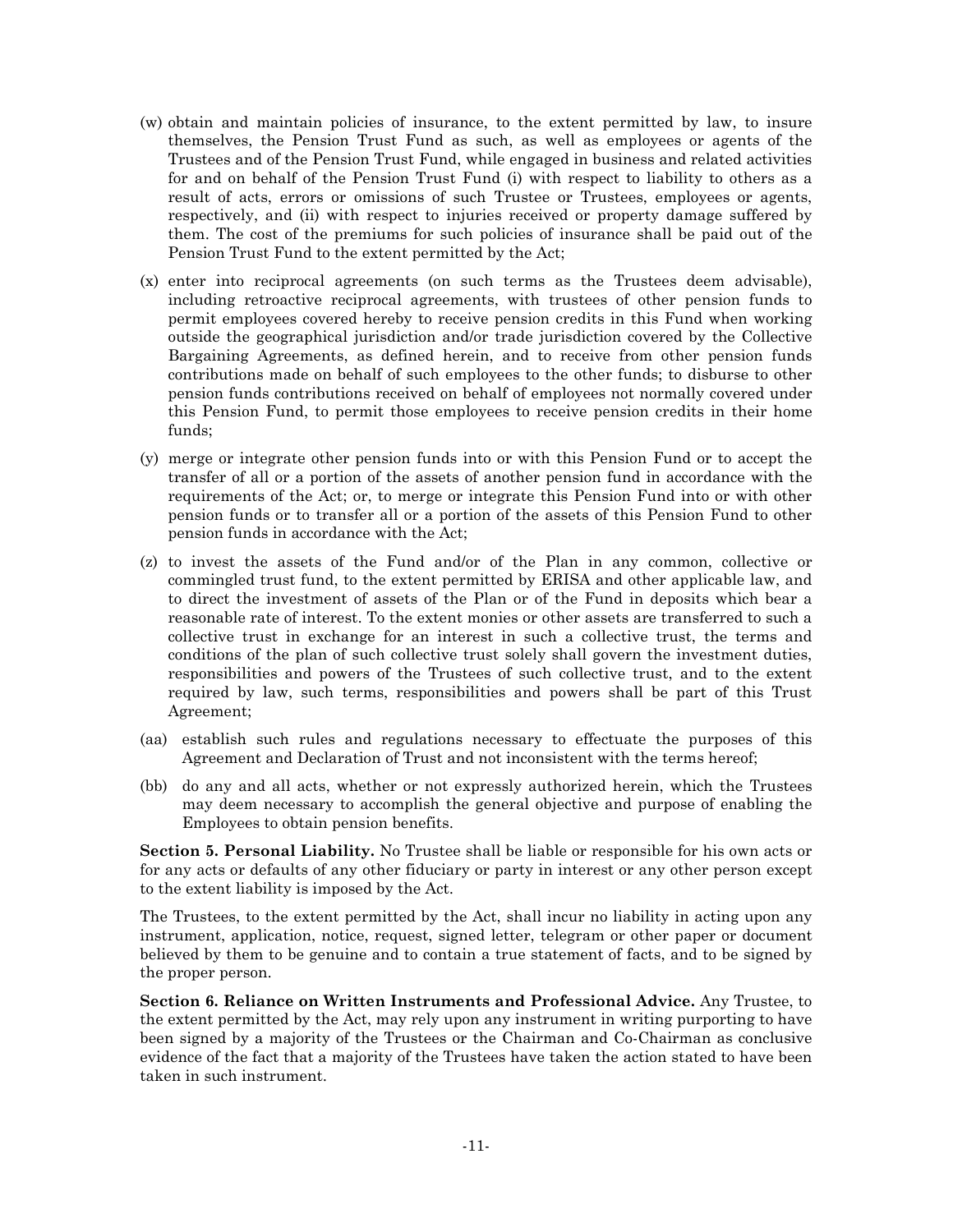(w) obtain and maintain policies of insurance, to the extent permitted by law, to insure themselves, the Pension Trust Fund as such, as well as employees or agents of the Trustees and of the Pension Trust Fund, while engaged in business and related activities for and on behalf of the Pension Trust Fund (i) with respect to liability to others as a result of acts, errors or omissions of such Trustee or Trustees, employees or agents, respectively, and (ii) with respect to injuries received or property damage suffered by them. The cost of the premiums for such policies of insurance shall be paid out of the Pension Trust Fund to the extent permitted by the Act;

(x) enter into reciprocal agreements (on such terms as the Trustees deem advisable), including retroactive reciprocal agreements, with trustees of other pension funds to permit employees covered hereby to receive pension credits in this Fund when working outside the geographical jurisdiction and/or trade jurisdiction covered by the Collective Bargaining Agreements, as defined herein, and to receive from other pension funds contributions made on behalf of such employees to the other funds; to disburse to other pension funds contributions received on behalf of employees not normally covered under this Pension Fund, to permit those employees to receive pension credits in their home funds;

(y) merge or integrate other pension funds into or with this Pension Fund or to accept the transfer of all or a portion of the assets of another pension fund in accordance with the requirements of the Act; or, to merge or integrate this Pension Fund into or with other pension funds or to transfer all or a portion of the assets of this Pension Fund to other pension funds in accordance with the Act;

(z) to invest the assets of the Fund and/or of the Plan in any common, collective or commingled trust fund, to the extent permitted by ERISA and other applicable law, and to direct the investment of assets of the Plan or of the Fund in deposits which bear a reasonable rate of interest. To the extent monies or other assets are transferred to such a collective trust in exchange for an interest in such a collective trust, the terms and conditions of the plan of such collective trust solely shall govern the investment duties, responsibilities and powers of the Trustees of such collective trust, and to the extent required by law, such terms, responsibilities and powers shall be part of this Trust Agreement;

(aa) establish such rules and regulations necessary to effectuate the purposes of this Agreement and Declaration of Trust and not inconsistent with the terms hereof;

(bb) do any and all acts, whether or not expressly authorized herein, which the Trustees may deem necessary to accomplish the general objective and purpose of enabling the Employees to obtain pension benefits.

**Section 5. Personal Liability.** No Trustee shall be liable or responsible for his own acts or for any acts or defaults of any other fiduciary or party in interest or any other person except to the extent liability is imposed by the Act.

The Trustees, to the extent permitted by the Act, shall incur no liability in acting upon any instrument, application, notice, request, signed letter, telegram or other paper or document believed by them to be genuine and to contain a true statement of facts, and to be signed by the proper person.

**Section 6. Reliance on Written Instruments and Professional Advice.** Any Trustee, to the extent permitted by the Act, may rely upon any instrument in writing purporting to have been signed by a majority of the Trustees or the Chairman and Co-Chairman as conclusive evidence of the fact that a majority of the Trustees have taken the action stated to have been taken in such instrument.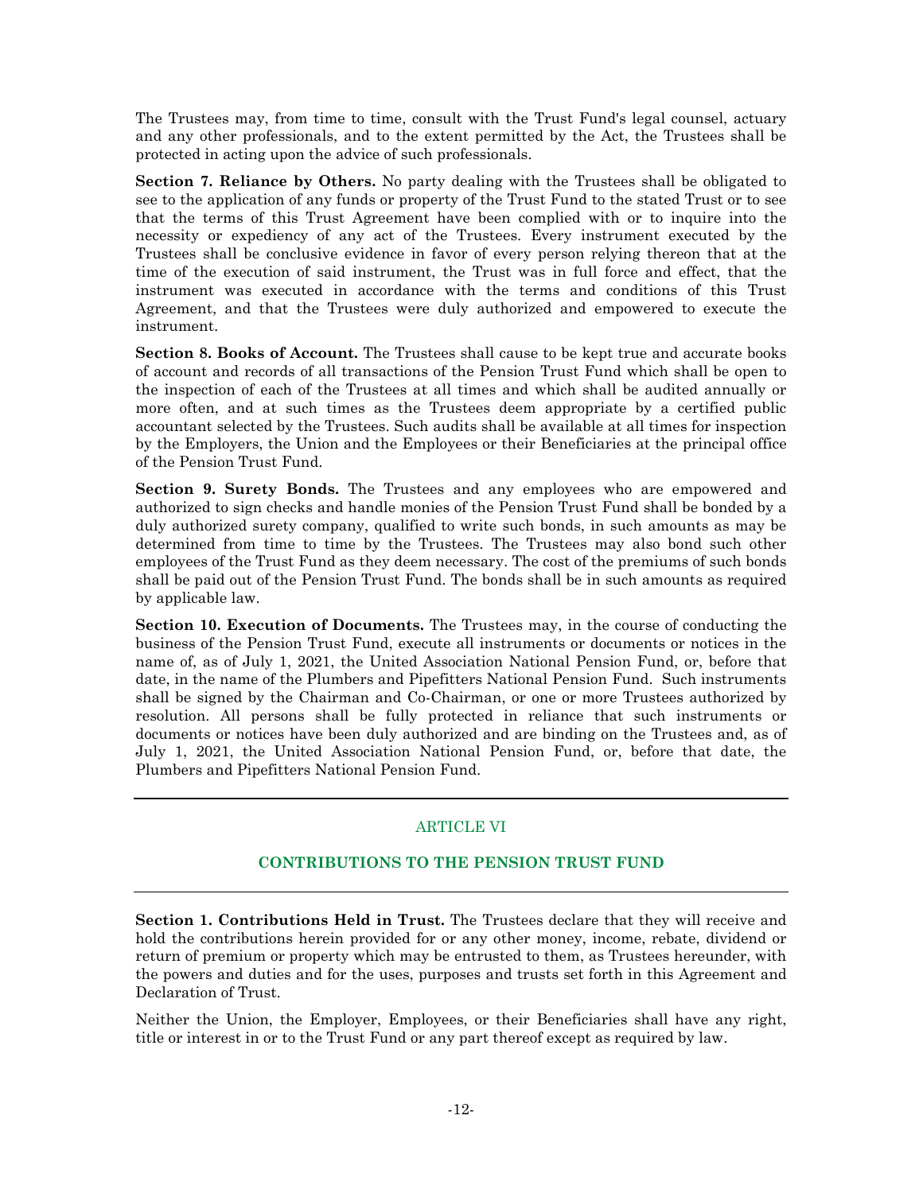The Trustees may, from time to time, consult with the Trust Fund's legal counsel, actuary and any other professionals, and to the extent permitted by the Act, the Trustees shall be protected in acting upon the advice of such professionals.

**Section 7. Reliance by Others.** No party dealing with the Trustees shall be obligated to see to the application of any funds or property of the Trust Fund to the stated Trust or to see that the terms of this Trust Agreement have been complied with or to inquire into the necessity or expediency of any act of the Trustees. Every instrument executed by the Trustees shall be conclusive evidence in favor of every person relying thereon that at the time of the execution of said instrument, the Trust was in full force and effect, that the instrument was executed in accordance with the terms and conditions of this Trust Agreement, and that the Trustees were duly authorized and empowered to execute the instrument.

**Section 8. Books of Account.** The Trustees shall cause to be kept true and accurate books of account and records of all transactions of the Pension Trust Fund which shall be open to the inspection of each of the Trustees at all times and which shall be audited annually or more often, and at such times as the Trustees deem appropriate by a certified public accountant selected by the Trustees. Such audits shall be available at all times for inspection by the Employers, the Union and the Employees or their Beneficiaries at the principal office of the Pension Trust Fund.

**Section 9. Surety Bonds.** The Trustees and any employees who are empowered and authorized to sign checks and handle monies of the Pension Trust Fund shall be bonded by a duly authorized surety company, qualified to write such bonds, in such amounts as may be determined from time to time by the Trustees. The Trustees may also bond such other employees of the Trust Fund as they deem necessary. The cost of the premiums of such bonds shall be paid out of the Pension Trust Fund. The bonds shall be in such amounts as required by applicable law.

**Section 10. Execution of Documents.** The Trustees may, in the course of conducting the business of the Pension Trust Fund, execute all instruments or documents or notices in the name of, as of July 1, 2021, the United Association National Pension Fund, or, before that date, in the name of the Plumbers and Pipefitters National Pension Fund. Such instruments shall be signed by the Chairman and Co-Chairman, or one or more Trustees authorized by resolution. All persons shall be fully protected in reliance that such instruments or documents or notices have been duly authorized and are binding on the Trustees and, as of July 1, 2021, the United Association National Pension Fund, or, before that date, the Plumbers and Pipefitters National Pension Fund.

## ARTICLE VI

## CONTRIBUTIONS TO THE PENSION TRUST FUND

**Section 1. Contributions Held in Trust.** The Trustees declare that they will receive and hold the contributions herein provided for or any other money, income, rebate, dividend or return of premium or property which may be entrusted to them, as Trustees hereunder, with the powers and duties and for the uses, purposes and trusts set forth in this Agreement and Declaration of Trust.

Neither the Union, the Employer, Employees, or their Beneficiaries shall have any right, title or interest in or to the Trust Fund or any part thereof except as required by law.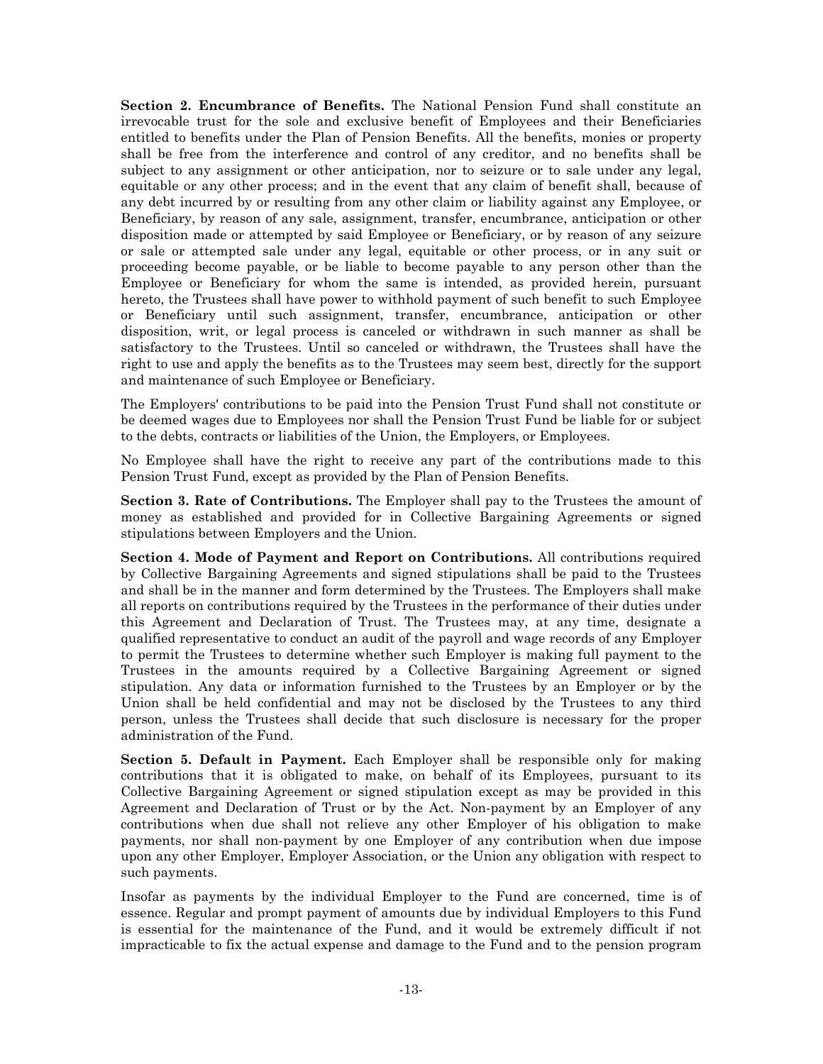**Section 2. Encumbrance of Benefits.** The National Pension Fund shall constitute an irrevocable trust for the sole and exclusive benefit of Employees and their Beneficiaries entitled to benefits under the Plan of Pension Benefits. All the benefits, monies or property shall be free from the interference and control of any creditor, and no benefits shall be subject to any assignment or other anticipation, nor to seizure or to sale under any legal, equitable or any other process; and in the event that any claim of benefit shall, because of any debt incurred by or resulting from any other claim or liability against any Employee, or Beneficiary, by reason of any sale, assignment, transfer, encumbrance, anticipation or other disposition made or attempted by said Employee or Beneficiary, or by reason of any seizure or sale or attempted sale under any legal, equitable or other process, or in any suit or proceeding become payable, or be liable to become payable to any person other than the Employee or Beneficiary for whom the same is intended, as provided herein, pursuant hereto, the Trustees shall have power to withhold payment of such benefit to such Employee or Beneficiary until such assignment, transfer, encumbrance, anticipation or other disposition, writ, or legal process is canceled or withdrawn in such manner as shall be satisfactory to the Trustees. Until so canceled or withdrawn, the Trustees shall have the right to use and apply the benefits as to the Trustees may seem best, directly for the support and maintenance of such Employee or Beneficiary.

The Employers' contributions to be paid into the Pension Trust Fund shall not constitute or be deemed wages due to Employees nor shall the Pension Trust Fund be liable for or subject to the debts, contracts or liabilities of the Union, the Employers, or Employees.

No Employee shall have the right to receive any part of the contributions made to this Pension Trust Fund, except as provided by the Plan of Pension Benefits.

**Section 3. Rate of Contributions.** The Employer shall pay to the Trustees the amount of money as established and provided for in Collective Bargaining Agreements or signed stipulations between Employers and the Union.

**Section 4. Mode of Payment and Report on Contributions.** All contributions required by Collective Bargaining Agreements and signed stipulations shall be paid to the Trustees and shall be in the manner and form determined by the Trustees. The Employers shall make all reports on contributions required by the Trustees in the performance of their duties under this Agreement and Declaration of Trust. The Trustees may, at any time, designate a qualified representative to conduct an audit of the payroll and wage records of any Employer to permit the Trustees to determine whether such Employer is making full payment to the Trustees in the amounts required by a Collective Bargaining Agreement or signed stipulation. Any data or information furnished to the Trustees by an Employer or by the Union shall be held confidential and may not be disclosed by the Trustees to any third person, unless the Trustees shall decide that such disclosure is necessary for the proper administration of the Fund.

**Section 5. Default in Payment.** Each Employer shall be responsible only for making contributions that it is obligated to make, on behalf of its Employees, pursuant to its Collective Bargaining Agreement or signed stipulation except as may be provided in this Agreement and Declaration of Trust or by the Act. Non-payment by an Employer of any contributions when due shall not relieve any other Employer of his obligation to make payments, nor shall non-payment by one Employer of any contribution when due impose upon any other Employer, Employer Association, or the Union any obligation with respect to such payments.

Insofar as payments by the individual Employer to the Fund are concerned, time is of essence. Regular and prompt payment of amounts due by individual Employers to this Fund is essential for the maintenance of the Fund, and it would be extremely difficult if not impracticable to fix the actual expense and damage to the Fund and to the pension program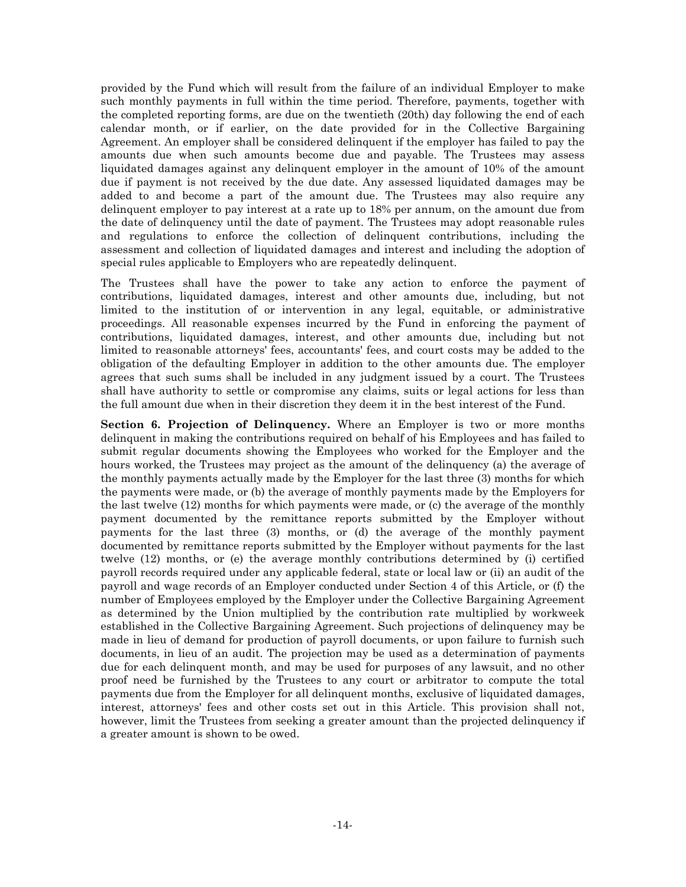provided by the Fund which will result from the failure of an individual Employer to make such monthly payments in full within the time period. Therefore, payments, together with the completed reporting forms, are due on the twentieth (20th) day following the end of each calendar month, or if earlier, on the date provided for in the Collective Bargaining Agreement. An employer shall be considered delinquent if the employer has failed to pay the amounts due when such amounts become due and payable. The Trustees may assess liquidated damages against any delinquent employer in the amount of 10% of the amount due if payment is not received by the due date. Any assessed liquidated damages may be added to and become a part of the amount due. The Trustees may also require any delinquent employer to pay interest at a rate up to 18% per annum, on the amount due from the date of delinquency until the date of payment. The Trustees may adopt reasonable rules and regulations to enforce the collection of delinquent contributions, including the assessment and collection of liquidated damages and interest and including the adoption of special rules applicable to Employers who are repeatedly delinquent.

The Trustees shall have the power to take any action to enforce the payment of contributions, liquidated damages, interest and other amounts due, including, but not limited to the institution of or intervention in any legal, equitable, or administrative proceedings. All reasonable expenses incurred by the Fund in enforcing the payment of contributions, liquidated damages, interest, and other amounts due, including but not limited to reasonable attorneys' fees, accountants' fees, and court costs may be added to the obligation of the defaulting Employer in addition to the other amounts due. The employer agrees that such sums shall be included in any judgment issued by a court. The Trustees shall have authority to settle or compromise any claims, suits or legal actions for less than the full amount due when in their discretion they deem it in the best interest of the Fund.

**Section 6. Projection of Delinquency.** Where an Employer is two or more months delinquent in making the contributions required on behalf of his Employees and has failed to submit regular documents showing the Employees who worked for the Employer and the hours worked, the Trustees may project as the amount of the delinquency (a) the average of the monthly payments actually made by the Employer for the last three (3) months for which the payments were made, or (b) the average of monthly payments made by the Employers for the last twelve (12) months for which payments were made, or (c) the average of the monthly payment documented by the remittance reports submitted by the Employer without payments for the last three (3) months, or (d) the average of the monthly payment documented by remittance reports submitted by the Employer without payments for the last twelve (12) months, or (e) the average monthly contributions determined by (i) certified payroll records required under any applicable federal, state or local law or (ii) an audit of the payroll and wage records of an Employer conducted under Section 4 of this Article, or (f) the number of Employees employed by the Employer under the Collective Bargaining Agreement as determined by the Union multiplied by the contribution rate multiplied by workweek established in the Collective Bargaining Agreement. Such projections of delinquency may be made in lieu of demand for production of payroll documents, or upon failure to furnish such documents, in lieu of an audit. The projection may be used as a determination of payments due for each delinquent month, and may be used for purposes of any lawsuit, and no other proof need be furnished by the Trustees to any court or arbitrator to compute the total payments due from the Employer for all delinquent months, exclusive of liquidated damages, interest, attorneys' fees and other costs set out in this Article. This provision shall not, however, limit the Trustees from seeking a greater amount than the projected delinquency if a greater amount is shown to be owed.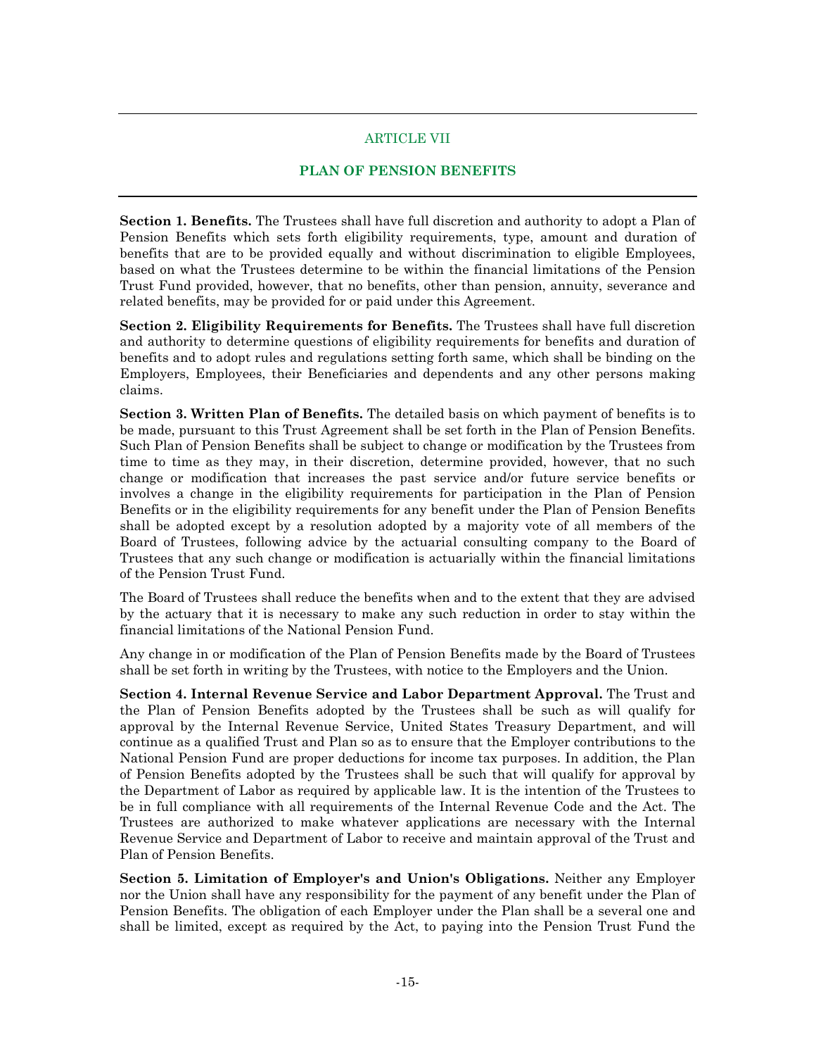## ARTICLE VII

## PLAN OF PENSION BENEFITS

**Section 1. Benefits.** The Trustees shall have full discretion and authority to adopt a Plan of Pension Benefits which sets forth eligibility requirements, type, amount and duration of benefits that are to be provided equally and without discrimination to eligible Employees, based on what the Trustees determine to be within the financial limitations of the Pension Trust Fund provided, however, that no benefits, other than pension, annuity, severance and related benefits, may be provided for or paid under this Agreement.

**Section 2. Eligibility Requirements for Benefits.** The Trustees shall have full discretion and authority to determine questions of eligibility requirements for benefits and duration of benefits and to adopt rules and regulations setting forth same, which shall be binding on the Employers, Employees, their Beneficiaries and dependents and any other persons making claims.

**Section 3. Written Plan of Benefits.** The detailed basis on which payment of benefits is to be made, pursuant to this Trust Agreement shall be set forth in the Plan of Pension Benefits. Such Plan of Pension Benefits shall be subject to change or modification by the Trustees from time to time as they may, in their discretion, determine provided, however, that no such change or modification that increases the past service and/or future service benefits or involves a change in the eligibility requirements for participation in the Plan of Pension Benefits or in the eligibility requirements for any benefit under the Plan of Pension Benefits shall be adopted except by a resolution adopted by a majority vote of all members of the Board of Trustees, following advice by the actuarial consulting company to the Board of Trustees that any such change or modification is actuarially within the financial limitations of the Pension Trust Fund.

The Board of Trustees shall reduce the benefits when and to the extent that they are advised by the actuary that it is necessary to make any such reduction in order to stay within the financial limitations of the National Pension Fund.

Any change in or modification of the Plan of Pension Benefits made by the Board of Trustees shall be set forth in writing by the Trustees, with notice to the Employers and the Union.

**Section 4. Internal Revenue Service and Labor Department Approval.** The Trust and the Plan of Pension Benefits adopted by the Trustees shall be such as will qualify for approval by the Internal Revenue Service, United States Treasury Department, and will continue as a qualified Trust and Plan so as to ensure that the Employer contributions to the National Pension Fund are proper deductions for income tax purposes. In addition, the Plan of Pension Benefits adopted by the Trustees shall be such that will qualify for approval by the Department of Labor as required by applicable law. It is the intention of the Trustees to be in full compliance with all requirements of the Internal Revenue Code and the Act. The Trustees are authorized to make whatever applications are necessary with the Internal Revenue Service and Department of Labor to receive and maintain approval of the Trust and Plan of Pension Benefits.

**Section 5. Limitation of Employer's and Union's Obligations.** Neither any Employer nor the Union shall have any responsibility for the payment of any benefit under the Plan of Pension Benefits. The obligation of each Employer under the Plan shall be a several one and shall be limited, except as required by the Act, to paying into the Pension Trust Fund the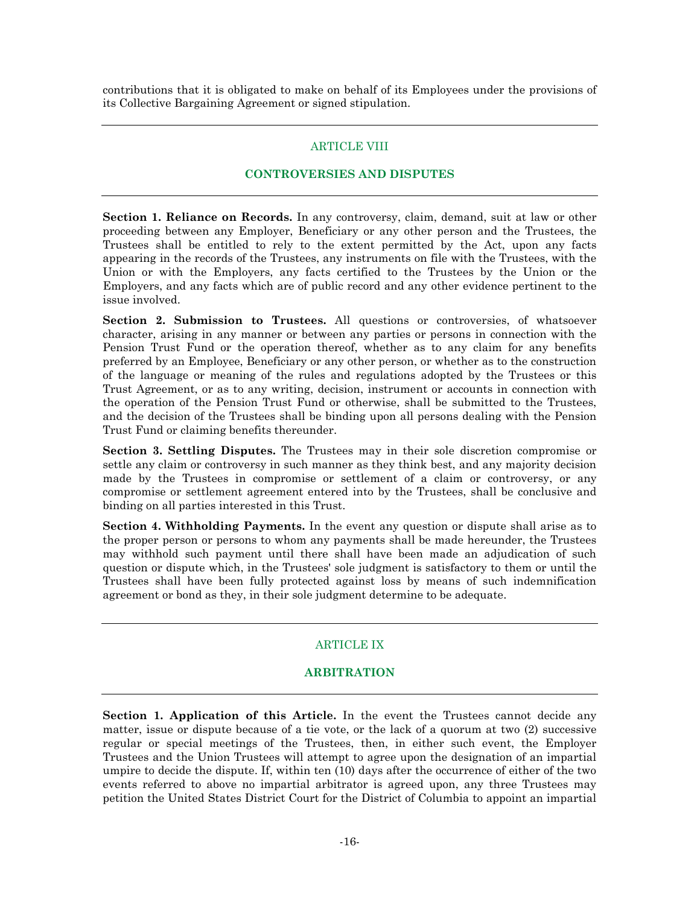contributions that it is obligated to make on behalf of its Employees under the provisions of its Collective Bargaining Agreement or signed stipulation.

---

## ARTICLE VIII

## CONTROVERSIES AND DISPUTES

---

**Section 1. Reliance on Records.** In any controversy, claim, demand, suit at law or other proceeding between any Employer, Beneficiary or any other person and the Trustees, the Trustees shall be entitled to rely to the extent permitted by the Act, upon any facts appearing in the records of the Trustees, any instruments on file with the Trustees, with the Union or with the Employers, any facts certified to the Trustees by the Union or the Employers, and any facts which are of public record and any other evidence pertinent to the issue involved.

**Section 2. Submission to Trustees.** All questions or controversies, of whatsoever character, arising in any manner or between any parties or persons in connection with the Pension Trust Fund or the operation thereof, whether as to any claim for any benefits preferred by an Employee, Beneficiary or any other person, or whether as to the construction of the language or meaning of the rules and regulations adopted by the Trustees or this Trust Agreement, or as to any writing, decision, instrument or accounts in connection with the operation of the Pension Trust Fund or otherwise, shall be submitted to the Trustees, and the decision of the Trustees shall be binding upon all persons dealing with the Pension Trust Fund or claiming benefits thereunder.

**Section 3. Settling Disputes.** The Trustees may in their sole discretion compromise or settle any claim or controversy in such manner as they think best, and any majority decision made by the Trustees in compromise or settlement of a claim or controversy, or any compromise or settlement agreement entered into by the Trustees, shall be conclusive and binding on all parties interested in this Trust.

**Section 4. Withholding Payments.** In the event any question or dispute shall arise as to the proper person or persons to whom any payments shall be made hereunder, the Trustees may withhold such payment until there shall have been made an adjudication of such question or dispute which, in the Trustees' sole judgment is satisfactory to them or until the Trustees shall have been fully protected against loss by means of such indemnification agreement or bond as they, in their sole judgment determine to be adequate.

---

## ARTICLE IX

## ARBITRATION

---

**Section 1. Application of this Article.** In the event the Trustees cannot decide any matter, issue or dispute because of a tie vote, or the lack of a quorum at two (2) successive regular or special meetings of the Trustees, then, in either such event, the Employer Trustees and the Union Trustees will attempt to agree upon the designation of an impartial umpire to decide the dispute. If, within ten (10) days after the occurrence of either of the two events referred to above no impartial arbitrator is agreed upon, any three Trustees may petition the United States District Court for the District of Columbia to appoint an impartial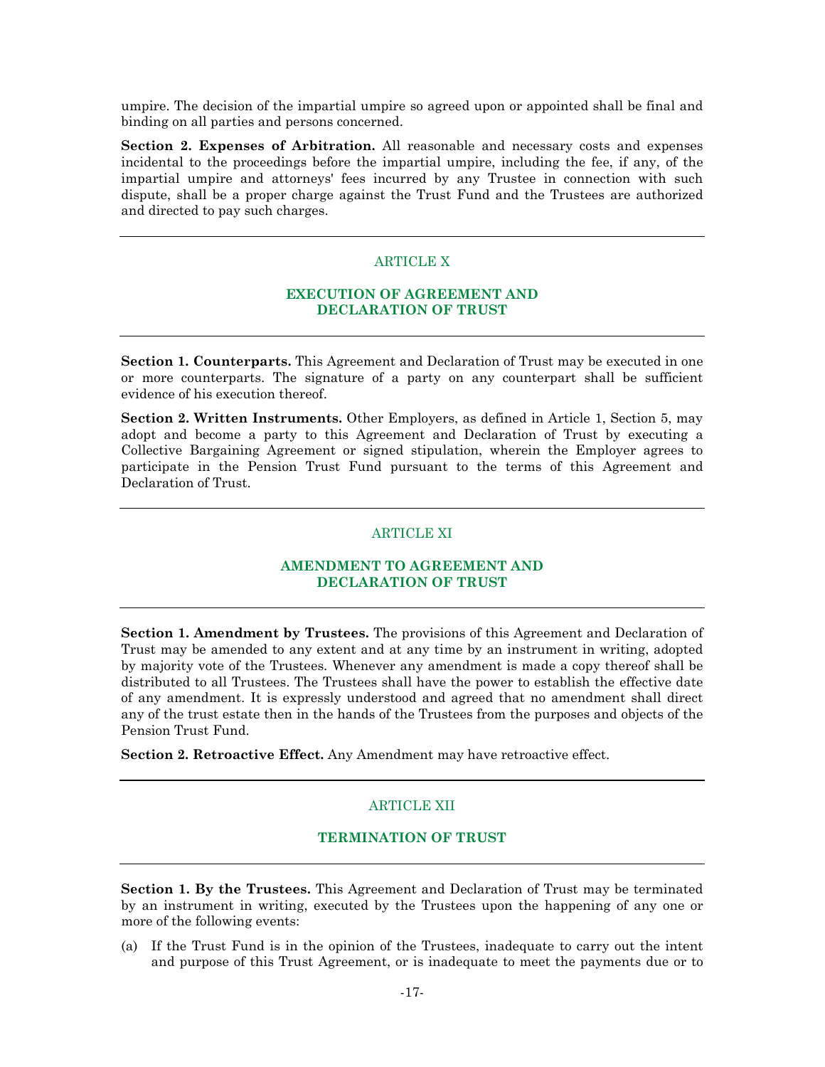umpire. The decision of the impartial umpire so agreed upon or appointed shall be final and binding on all parties and persons concerned.

**Section 2. Expenses of Arbitration.** All reasonable and necessary costs and expenses incidental to the proceedings before the impartial umpire, including the fee, if any, of the impartial umpire and attorneys' fees incurred by any Trustee in connection with such dispute, shall be a proper charge against the Trust Fund and the Trustees are authorized and directed to pay such charges.

---

## ARTICLE X

## EXECUTION OF AGREEMENT AND DECLARATION OF TRUST

---

**Section 1. Counterparts.** This Agreement and Declaration of Trust may be executed in one or more counterparts. The signature of a party on any counterpart shall be sufficient evidence of his execution thereof.

**Section 2. Written Instruments.** Other Employers, as defined in Article 1, Section 5, may adopt and become a party to this Agreement and Declaration of Trust by executing a Collective Bargaining Agreement or signed stipulation, wherein the Employer agrees to participate in the Pension Trust Fund pursuant to the terms of this Agreement and Declaration of Trust.

---

## ARTICLE XI

## AMENDMENT TO AGREEMENT AND DECLARATION OF TRUST

---

**Section 1. Amendment by Trustees.** The provisions of this Agreement and Declaration of Trust may be amended to any extent and at any time by an instrument in writing, adopted by majority vote of the Trustees. Whenever any amendment is made a copy thereof shall be distributed to all Trustees. The Trustees shall have the power to establish the effective date of any amendment. It is expressly understood and agreed that no amendment shall direct any of the trust estate then in the hands of the Trustees from the purposes and objects of the Pension Trust Fund.

**Section 2. Retroactive Effect.** Any Amendment may have retroactive effect.

---

## ARTICLE XII

## TERMINATION OF TRUST

---

**Section 1. By the Trustees.** This Agreement and Declaration of Trust may be terminated by an instrument in writing, executed by the Trustees upon the happening of any one or more of the following events:

(a) If the Trust Fund is in the opinion of the Trustees, inadequate to carry out the intent and purpose of this Trust Agreement, or is inadequate to meet the payments due or to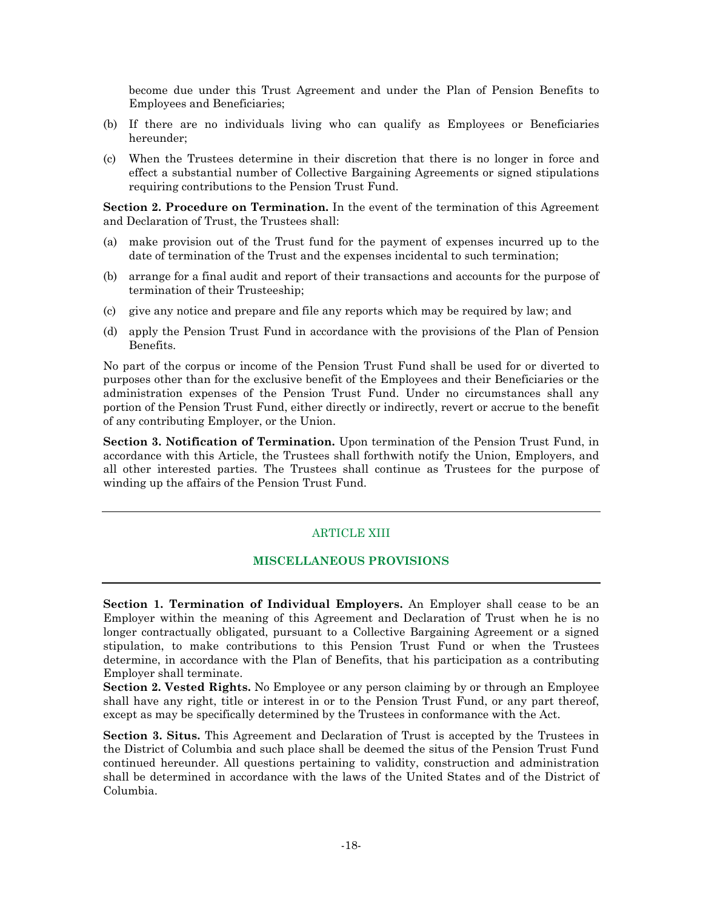become due under this Trust Agreement and under the Plan of Pension Benefits to Employees and Beneficiaries;

(b) If there are no individuals living who can qualify as Employees or Beneficiaries hereunder;

(c) When the Trustees determine in their discretion that there is no longer in force and effect a substantial number of Collective Bargaining Agreements or signed stipulations requiring contributions to the Pension Trust Fund.

**Section 2. Procedure on Termination.** In the event of the termination of this Agreement and Declaration of Trust, the Trustees shall:

(a) make provision out of the Trust fund for the payment of expenses incurred up to the date of termination of the Trust and the expenses incidental to such termination;

(b) arrange for a final audit and report of their transactions and accounts for the purpose of termination of their Trusteeship;

(c) give any notice and prepare and file any reports which may be required by law; and

(d) apply the Pension Trust Fund in accordance with the provisions of the Plan of Pension Benefits.

No part of the corpus or income of the Pension Trust Fund shall be used for or diverted to purposes other than for the exclusive benefit of the Employees and their Beneficiaries or the administration expenses of the Pension Trust Fund. Under no circumstances shall any portion of the Pension Trust Fund, either directly or indirectly, revert or accrue to the benefit of any contributing Employer, or the Union.

**Section 3. Notification of Termination.** Upon termination of the Pension Trust Fund, in accordance with this Article, the Trustees shall forthwith notify the Union, Employers, and all other interested parties. The Trustees shall continue as Trustees for the purpose of winding up the affairs of the Pension Trust Fund.

---

## ARTICLE XIII

## MISCELLANEOUS PROVISIONS

---

**Section 1. Termination of Individual Employers.** An Employer shall cease to be an Employer within the meaning of this Agreement and Declaration of Trust when he is no longer contractually obligated, pursuant to a Collective Bargaining Agreement or a signed stipulation, to make contributions to this Pension Trust Fund or when the Trustees determine, in accordance with the Plan of Benefits, that his participation as a contributing Employer shall terminate.

**Section 2. Vested Rights.** No Employee or any person claiming by or through an Employee shall have any right, title or interest in or to the Pension Trust Fund, or any part thereof, except as may be specifically determined by the Trustees in conformance with the Act.

**Section 3. Situs.** This Agreement and Declaration of Trust is accepted by the Trustees in the District of Columbia and such place shall be deemed the situs of the Pension Trust Fund continued hereunder. All questions pertaining to validity, construction and administration shall be determined in accordance with the laws of the United States and of the District of Columbia.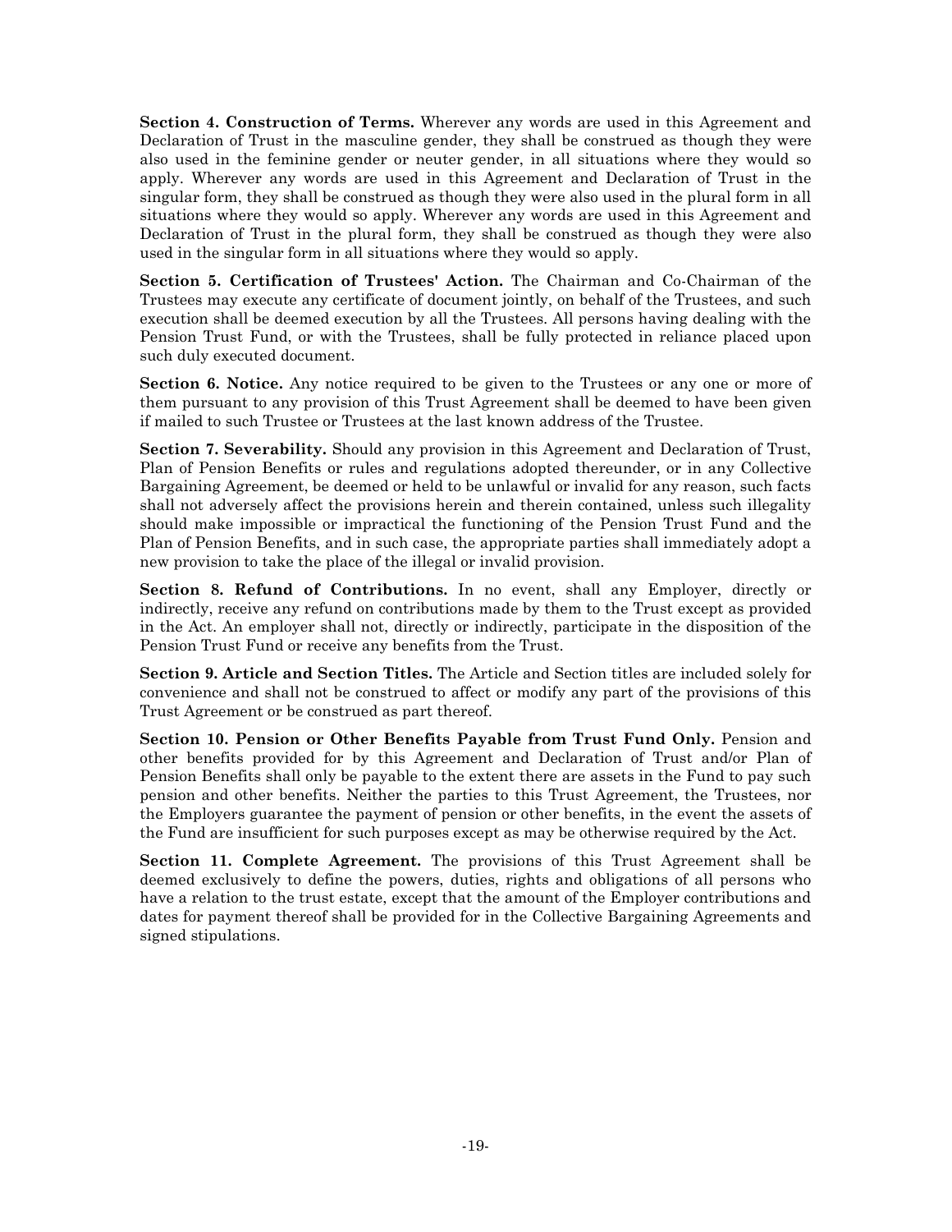**Section 4. Construction of Terms.** Wherever any words are used in this Agreement and Declaration of Trust in the masculine gender, they shall be construed as though they were also used in the feminine gender or neuter gender, in all situations where they would so apply. Wherever any words are used in this Agreement and Declaration of Trust in the singular form, they shall be construed as though they were also used in the plural form in all situations where they would so apply. Wherever any words are used in this Agreement and Declaration of Trust in the plural form, they shall be construed as though they were also used in the singular form in all situations where they would so apply.

**Section 5. Certification of Trustees' Action.** The Chairman and Co-Chairman of the Trustees may execute any certificate of document jointly, on behalf of the Trustees, and such execution shall be deemed execution by all the Trustees. All persons having dealing with the Pension Trust Fund, or with the Trustees, shall be fully protected in reliance placed upon such duly executed document.

**Section 6. Notice.** Any notice required to be given to the Trustees or any one or more of them pursuant to any provision of this Trust Agreement shall be deemed to have been given if mailed to such Trustee or Trustees at the last known address of the Trustee.

**Section 7. Severability.** Should any provision in this Agreement and Declaration of Trust, Plan of Pension Benefits or rules and regulations adopted thereunder, or in any Collective Bargaining Agreement, be deemed or held to be unlawful or invalid for any reason, such facts shall not adversely affect the provisions herein and therein contained, unless such illegality should make impossible or impractical the functioning of the Pension Trust Fund and the Plan of Pension Benefits, and in such case, the appropriate parties shall immediately adopt a new provision to take the place of the illegal or invalid provision.

**Section 8. Refund of Contributions.** In no event, shall any Employer, directly or indirectly, receive any refund on contributions made by them to the Trust except as provided in the Act. An employer shall not, directly or indirectly, participate in the disposition of the Pension Trust Fund or receive any benefits from the Trust.

**Section 9. Article and Section Titles.** The Article and Section titles are included solely for convenience and shall not be construed to affect or modify any part of the provisions of this Trust Agreement or be construed as part thereof.

**Section 10. Pension or Other Benefits Payable from Trust Fund Only.** Pension and other benefits provided for by this Agreement and Declaration of Trust and/or Plan of Pension Benefits shall only be payable to the extent there are assets in the Fund to pay such pension and other benefits. Neither the parties to this Trust Agreement, the Trustees, nor the Employers guarantee the payment of pension or other benefits, in the event the assets of the Fund are insufficient for such purposes except as may be otherwise required by the Act.

**Section 11. Complete Agreement.** The provisions of this Trust Agreement shall be deemed exclusively to define the powers, duties, rights and obligations of all persons who have a relation to the trust estate, except that the amount of the Employer contributions and dates for payment thereof shall be provided for in the Collective Bargaining Agreements and signed stipulations.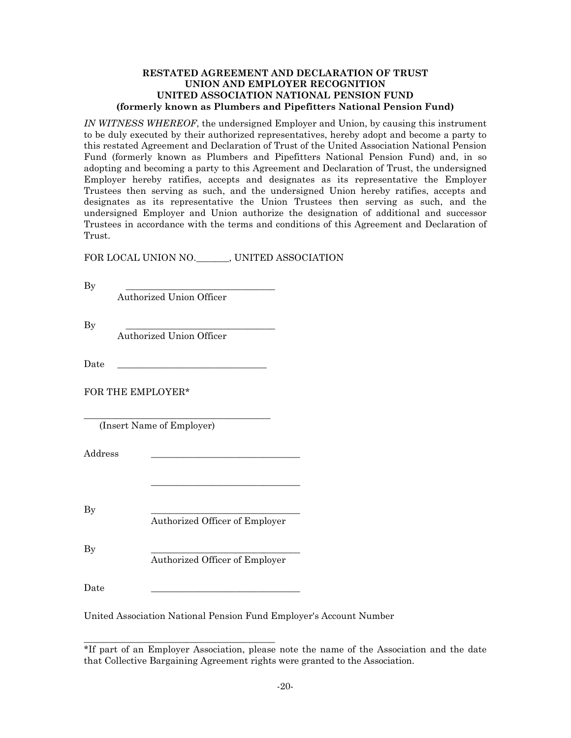**RESTATED AGREEMENT AND DECLARATION OF TRUST**
**UNION AND EMPLOYER RECOGNITION**
**UNITED ASSOCIATION NATIONAL PENSION FUND**
**(formerly known as Plumbers and Pipefitters National Pension Fund)**

*IN WITNESS WHEREOF*, the undersigned Employer and Union, by causing this instrument to be duly executed by their authorized representatives, hereby adopt and become a party to this restated Agreement and Declaration of Trust of the United Association National Pension Fund (formerly known as Plumbers and Pipefitters National Pension Fund) and, in so adopting and becoming a party to this Agreement and Declaration of Trust, the undersigned Employer hereby ratifies, accepts and designates as its representative the Employer Trustees then serving as such, and the undersigned Union hereby ratifies, accepts and designates as its representative the Union Trustees then serving as such, and the undersigned Employer and Union authorize the designation of additional and successor Trustees in accordance with the terms and conditions of this Agreement and Declaration of Trust.

FOR LOCAL UNION NO._______, UNITED ASSOCIATION

By ________________________________
Authorized Union Officer

By ________________________________
Authorized Union Officer

Date ________________________________

FOR THE EMPLOYER*

________________________________________
(Insert Name of Employer)

Address ________________________________

________________________________

By ________________________________
Authorized Officer of Employer

By ________________________________
Authorized Officer of Employer

Date ________________________________

United Association National Pension Fund Employer's Account Number

________________________________________

*If part of an Employer Association, please note the name of the Association and the date that Collective Bargaining Agreement rights were granted to the Association.